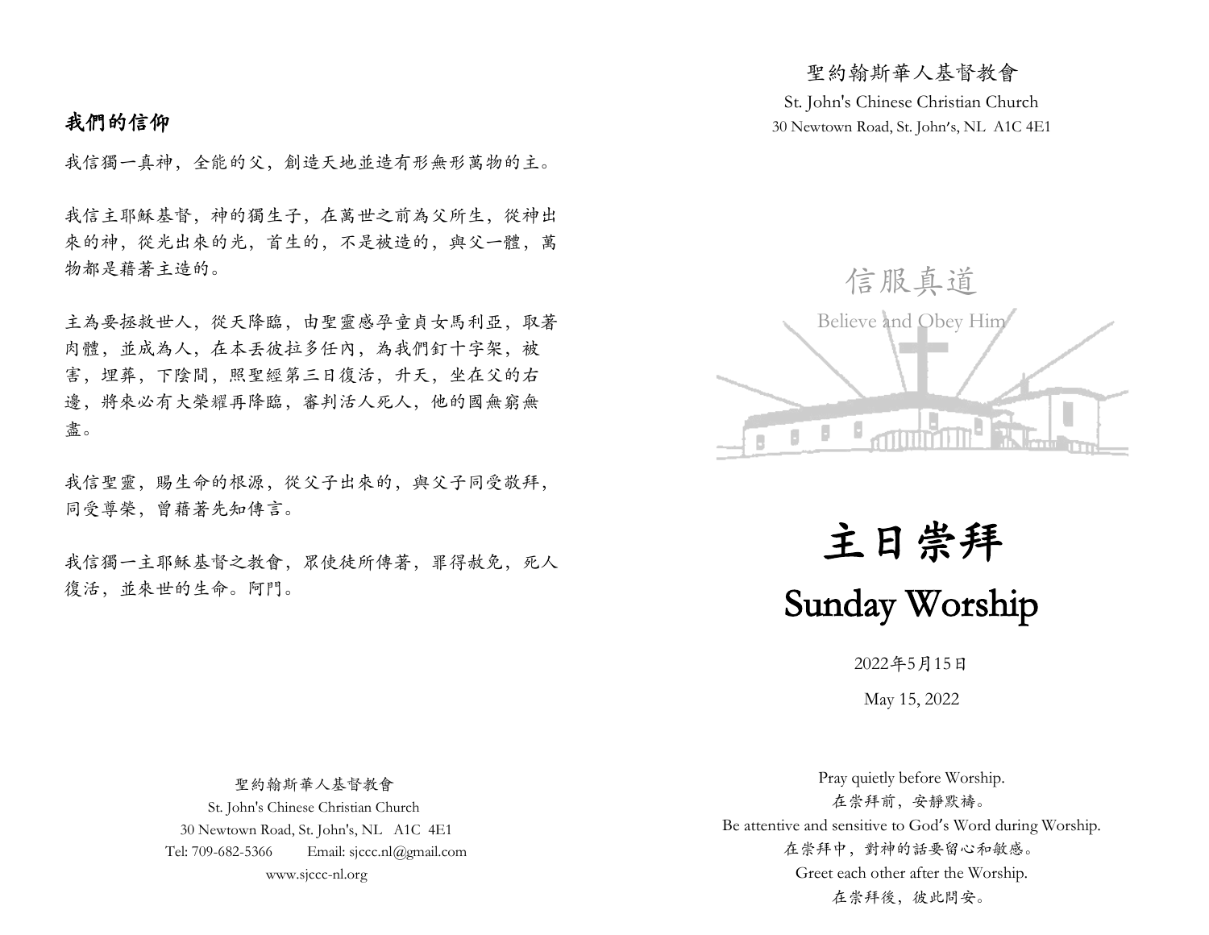## 我們的信仰

我信獨一真神，全能的父，創造天地並造有形無形萬物的主。

我信主耶穌基督，神的獨生子，在萬世之前為父所生，從神出來的神，從光出來的光，首生的，不是被造的，與父一體，萬物都是藉著主造的。

主為要拯救世人，從天降臨，由聖靈感孕童貞女馬利亞，取著肉體，並成為人，在本丟彼拉多任內，為我們釘十字架，被害，埋葬，下陰間，照聖經第三日復活，升天，坐在父的右邊，將來必有大榮耀再降臨，審判活人死人，他的國無窮無盡。

我信聖靈，賜生命的根源，從父子出來的，與父子同受敬拜，同受尊榮，曾藉著先知傳言。

我信獨一主耶穌基督之教會，眾使徒所傳著，罪得赦免，死人復活，並來世的生命。阿門。

聖約翰斯華人基督教會
St. John's Chinese Christian Church
30 Newtown Road, St. John's, NL A1C 4E1
Tel: 709-682-5366 Email: sjccc.nl@gmail.com
www.sjccc-nl.org

聖約翰斯華人基督教會
St. John's Chinese Christian Church
30 Newtown Road, St. John's, NL A1C 4E1

信服真道
Believe and Obey Him

# 主日崇拜
# Sunday Worship

2022年5月15日

May 15, 2022

Pray quietly before Worship.
在崇拜前，安靜默禱。
Be attentive and sensitive to God's Word during Worship.
在崇拜中，對神的話要留心和敏感。
Greet each other after the Worship.
在崇拜後，彼此問安。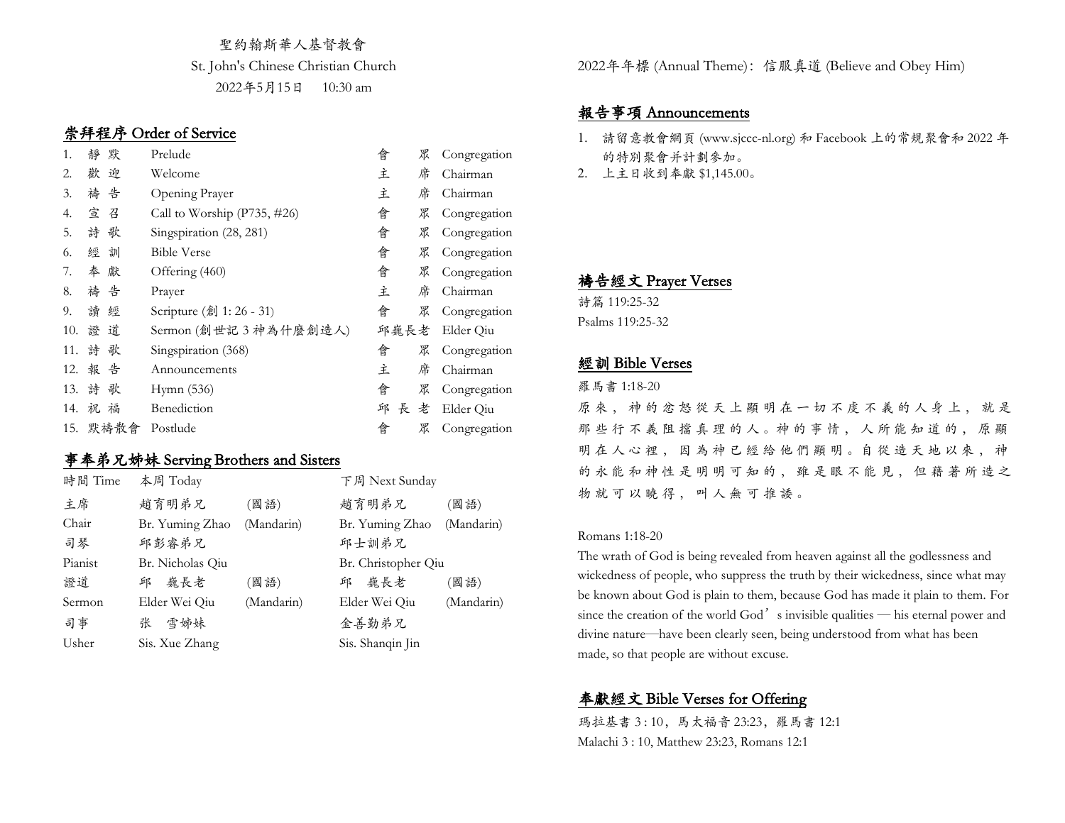聖約翰斯華人基督教會

St. John's Chinese Christian Church

2022年5月15日　10:30 am

## 崇拜程序 Order of Service

| | | | | |
|---|---|---|---|---|
| 1. | 靜 默 | Prelude | 會 眾 | Congregation |
| 2. | 歡 迎 | Welcome | 主 席 | Chairman |
| 3. | 禱 告 | Opening Prayer | 主 席 | Chairman |
| 4. | 宣 召 | Call to Worship (P735, #26) | 會 眾 | Congregation |
| 5. | 詩 歌 | Singspiration (28, 281) | 會 眾 | Congregation |
| 6. | 經 訓 | Bible Verse | 會 眾 | Congregation |
| 7. | 奉 獻 | Offering (460) | 會 眾 | Congregation |
| 8. | 禱 告 | Prayer | 主 席 | Chairman |
| 9. | 讀 經 | Scripture (創 1: 26 - 31) | 會 眾 | Congregation |
| 10. | 證 道 | Sermon (創世記 3 神為什麼創造人) | 邱巍長老 | Elder Qiu |
| 11. | 詩 歌 | Singspiration (368) | 會 眾 | Congregation |
| 12. | 報 告 | Announcements | 主 席 | Chairman |
| 13. | 詩 歌 | Hymn (536) | 會 眾 | Congregation |
| 14. | 祝 福 | Benediction | 邱 長 老 | Elder Qiu |
| 15. | 默禱散會 | Postlude | 會 眾 | Congregation |

## 事奉弟兄姊妹 Serving Brothers and Sisters

| 時間 Time | 本周 Today | | 下周 Next Sunday | |
|---|---|---|---|---|
| 主席 Chair | 趙育明弟兄 Br. Yuming Zhao | (國語) (Mandarin) | 趙育明弟兄 Br. Yuming Zhao | (國語) (Mandarin) |
| 司琴 Pianist | 邱彭睿弟兄 Br. Nicholas Qiu | | 邱士訓弟兄 Br. Christopher Qiu | |
| 證道 Sermon | 邱 巍長老 Elder Wei Qiu | (國語) (Mandarin) | 邱 巍長老 Elder Wei Qiu | (國語) (Mandarin) |
| 司事 Usher | 张 雪姊妹 Sis. Xue Zhang | | 金善勤弟兄 Sis. Shanqin Jin | |

2022年年標 (Annual Theme)：信服真道 (Believe and Obey Him)

## 報告事項 Announcements

1. 請留意教會網頁 (www.sjccc-nl.org) 和 Facebook 上的常規聚會和 2022 年的特別聚會并計劃參加。
2. 上主日收到奉獻 $1,145.00。

## 禱告經文 Prayer Verses

詩篇 119:25-32

Psalms 119:25-32

## 經訓 Bible Verses

羅馬書 1:18-20

原來，神的忿怒從天上顯明在一切不虔不義的人身上，就是那些行不義阻擋真理的人。神的事情，人所能知道的，原顯明在人心裡，因為神已經給他們顯明。自從造天地以來，神的永能和神性是明明可知的，雖是眼不能見，但藉著所造之物就可以曉得，叫人無可推諉。

Romans 1:18-20

The wrath of God is being revealed from heaven against all the godlessness and wickedness of people, who suppress the truth by their wickedness, since what may be known about God is plain to them, because God has made it plain to them. For since the creation of the world God's invisible qualities — his eternal power and divine nature—have been clearly seen, being understood from what has been made, so that people are without excuse.

## 奉獻經文 Bible Verses for Offering

瑪拉基書 3 : 10，馬太福音 23:23，羅馬書 12:1

Malachi 3 : 10, Matthew 23:23, Romans 12:1